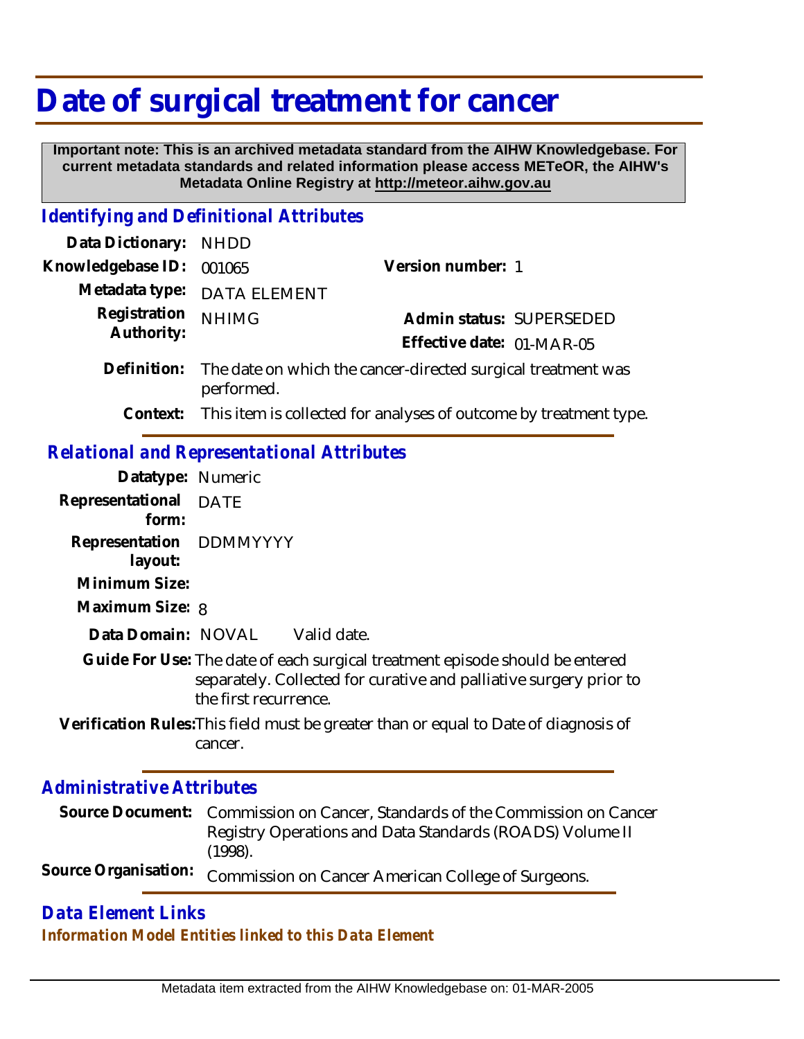# Date of surgical treatment for cancer

**Important note: This is an archived metadata standard from the AIHW Knowledgebase. For current metadata standards and related information please access METeOR, the AIHW's Metadata Online Registry at http://meteor.aihw.gov.au**

## Identifying and Definitional Attributes

**Data Dictionary:** NHDD

**Knowledgebase ID:** 001065

**Version number:** 1

**Metadata type:** DATA ELEMENT

**Registration Authority:** NHIMG

**Admin status:** SUPERSEDED

**Effective date:** 01-MAR-05

**Definition:** The date on which the cancer-directed surgical treatment was performed.

**Context:** This item is collected for analyses of outcome by treatment type.

## Relational and Representational Attributes

**Datatype:** Numeric

**Representational form:** DATE

**Representation layout:** DDMMYYYY

**Minimum Size:**

**Maximum Size:** 8

**Data Domain:** NOVAL Valid date.

**Guide For Use:** The date of each surgical treatment episode should be entered separately. Collected for curative and palliative surgery prior to the first recurrence.

**Verification Rules:** This field must be greater than or equal to Date of diagnosis of cancer.

## Administrative Attributes

**Source Document:** Commission on Cancer, Standards of the Commission on Cancer Registry Operations and Data Standards (ROADS) Volume II (1998).

**Source Organisation:** Commission on Cancer American College of Surgeons.

## Data Element Links

### Information Model Entities linked to this Data Element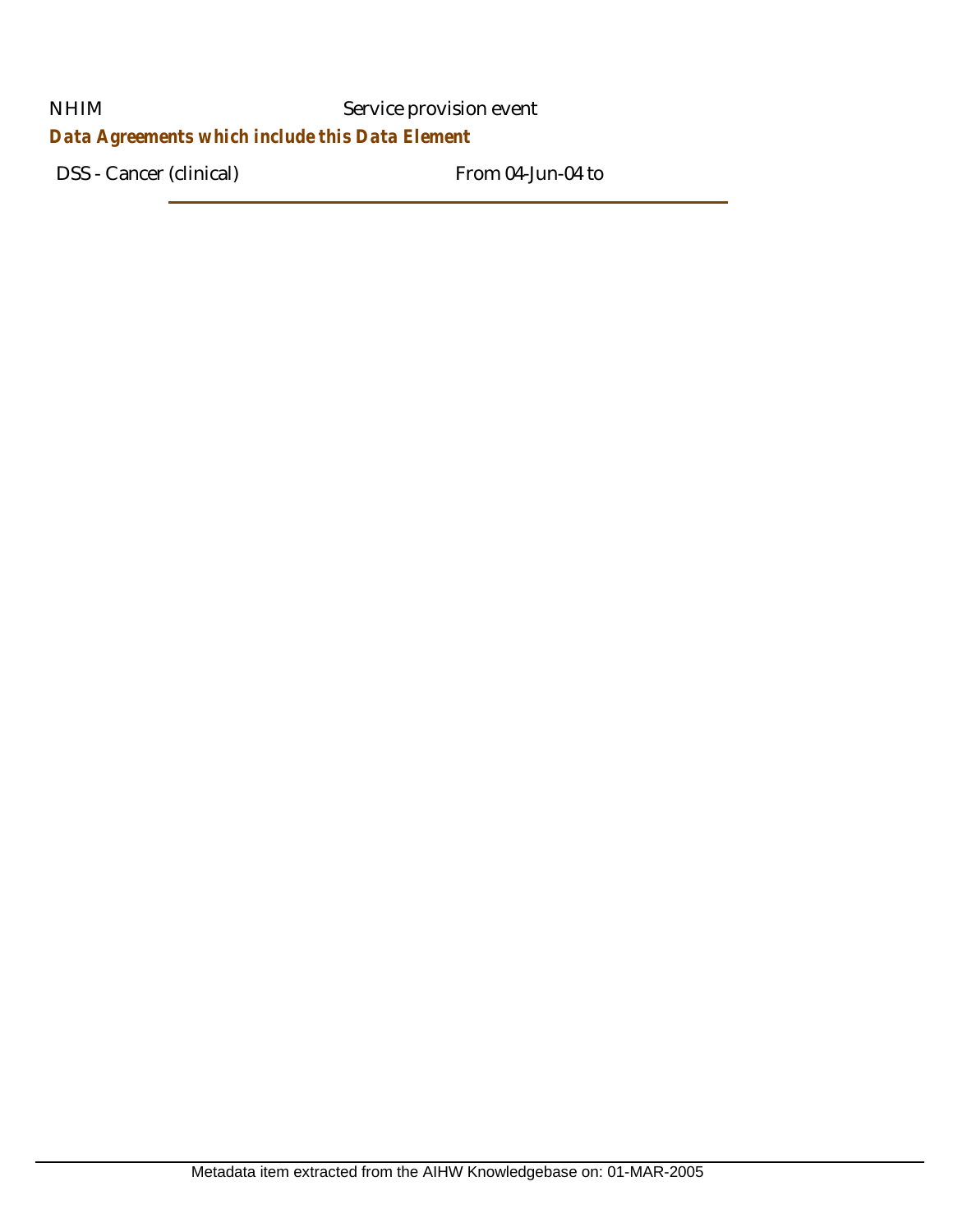| | |
|---|---|
| NHIM | Service provision event |

***Data Agreements which include this Data Element***

| | |
|---|---|
| DSS - Cancer (clinical) | From 04-Jun-04 to |

Metadata item extracted from the AIHW Knowledgebase on: 01-MAR-2005